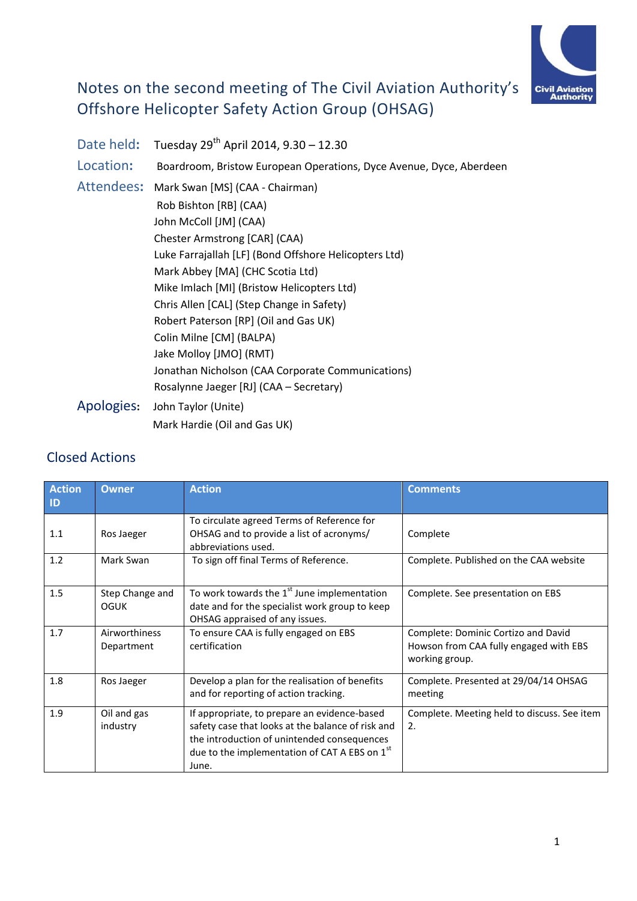# Notes on the second meeting of The Civil Aviation Authority's Offshore Helicopter Safety Action Group (OHSAG)

**Date held:** Tuesday 29th April 2014, 9.30 – 12.30

**Location:** Boardroom, Bristow European Operations, Dyce Avenue, Dyce, Aberdeen

**Attendees:**
Mark Swan [MS] (CAA - Chairman)
Rob Bishton [RB] (CAA)
John McColl [JM] (CAA)
Chester Armstrong [CAR] (CAA)
Luke Farrajallah [LF] (Bond Offshore Helicopters Ltd)
Mark Abbey [MA] (CHC Scotia Ltd)
Mike Imlach [MI] (Bristow Helicopters Ltd)
Chris Allen [CAL] (Step Change in Safety)
Robert Paterson [RP] (Oil and Gas UK)
Colin Milne [CM] (BALPA)
Jake Molloy [JMO] (RMT)
Jonathan Nicholson (CAA Corporate Communications)
Rosalynne Jaeger [RJ] (CAA – Secretary)

**Apologies:**
John Taylor (Unite)
Mark Hardie (Oil and Gas UK)

## Closed Actions

| Action ID | Owner | Action | Comments |
|---|---|---|---|
| 1.1 | Ros Jaeger | To circulate agreed Terms of Reference for OHSAG and to provide a list of acronyms/ abbreviations used. | Complete |
| 1.2 | Mark Swan | To sign off final Terms of Reference. | Complete. Published on the CAA website |
| 1.5 | Step Change and OGUK | To work towards the 1st June implementation date and for the specialist work group to keep OHSAG appraised of any issues. | Complete. See presentation on EBS |
| 1.7 | Airworthiness Department | To ensure CAA is fully engaged on EBS certification | Complete: Dominic Cortizo and David Howson from CAA fully engaged with EBS working group. |
| 1.8 | Ros Jaeger | Develop a plan for the realisation of benefits and for reporting of action tracking. | Complete. Presented at 29/04/14 OHSAG meeting |
| 1.9 | Oil and gas industry | If appropriate, to prepare an evidence-based safety case that looks at the balance of risk and the introduction of unintended consequences due to the implementation of CAT A EBS on 1st June. | Complete. Meeting held to discuss. See item 2. |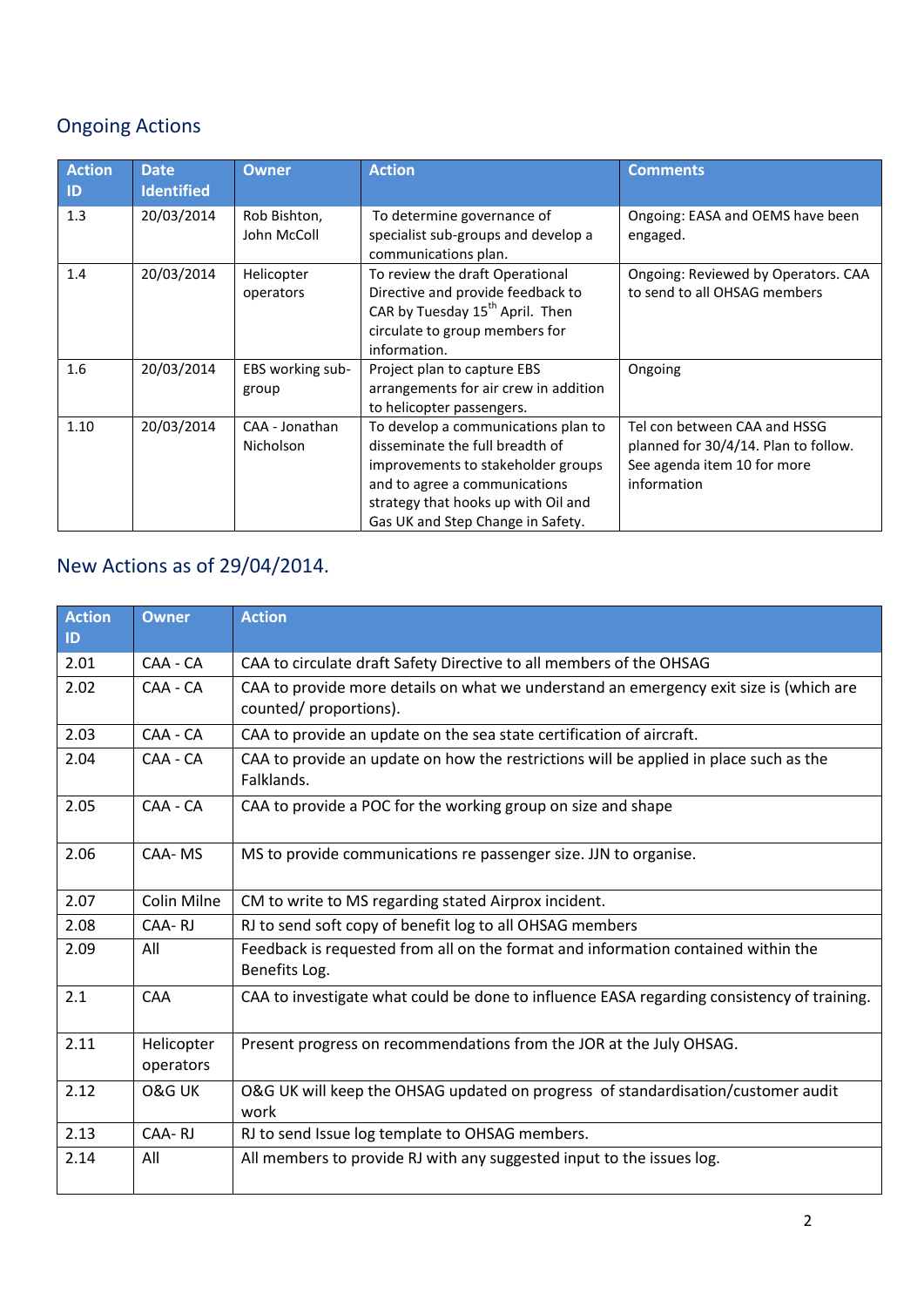## Ongoing Actions

| Action ID | Date Identified | Owner | Action | Comments |
|---|---|---|---|---|
| 1.3 | 20/03/2014 | Rob Bishton, John McColl | To determine governance of specialist sub-groups and develop a communications plan. | Ongoing: EASA and OEMS have been engaged. |
| 1.4 | 20/03/2014 | Helicopter operators | To review the draft Operational Directive and provide feedback to CAR by Tuesday 15th April. Then circulate to group members for information. | Ongoing: Reviewed by Operators. CAA to send to all OHSAG members |
| 1.6 | 20/03/2014 | EBS working sub-group | Project plan to capture EBS arrangements for air crew in addition to helicopter passengers. | Ongoing |
| 1.10 | 20/03/2014 | CAA - Jonathan Nicholson | To develop a communications plan to disseminate the full breadth of improvements to stakeholder groups and to agree a communications strategy that hooks up with Oil and Gas UK and Step Change in Safety. | Tel con between CAA and HSSG planned for 30/4/14. Plan to follow. See agenda item 10 for more information |

## New Actions as of 29/04/2014.

| Action ID | Owner | Action |
|---|---|---|
| 2.01 | CAA - CA | CAA to circulate draft Safety Directive to all members of the OHSAG |
| 2.02 | CAA - CA | CAA to provide more details on what we understand an emergency exit size is (which are counted/ proportions). |
| 2.03 | CAA - CA | CAA to provide an update on the sea state certification of aircraft. |
| 2.04 | CAA - CA | CAA to provide an update on how the restrictions will be applied in place such as the Falklands. |
| 2.05 | CAA - CA | CAA to provide a POC for the working group on size and shape |
| 2.06 | CAA- MS | MS to provide communications re passenger size. JJN to organise. |
| 2.07 | Colin Milne | CM to write to MS regarding stated Airprox incident. |
| 2.08 | CAA- RJ | RJ to send soft copy of benefit log to all OHSAG members |
| 2.09 | All | Feedback is requested from all on the format and information contained within the Benefits Log. |
| 2.1 | CAA | CAA to investigate what could be done to influence EASA regarding consistency of training. |
| 2.11 | Helicopter operators | Present progress on recommendations from the JOR at the July OHSAG. |
| 2.12 | O&G UK | O&G UK will keep the OHSAG updated on progress of standardisation/customer audit work |
| 2.13 | CAA- RJ | RJ to send Issue log template to OHSAG members. |
| 2.14 | All | All members to provide RJ with any suggested input to the issues log. |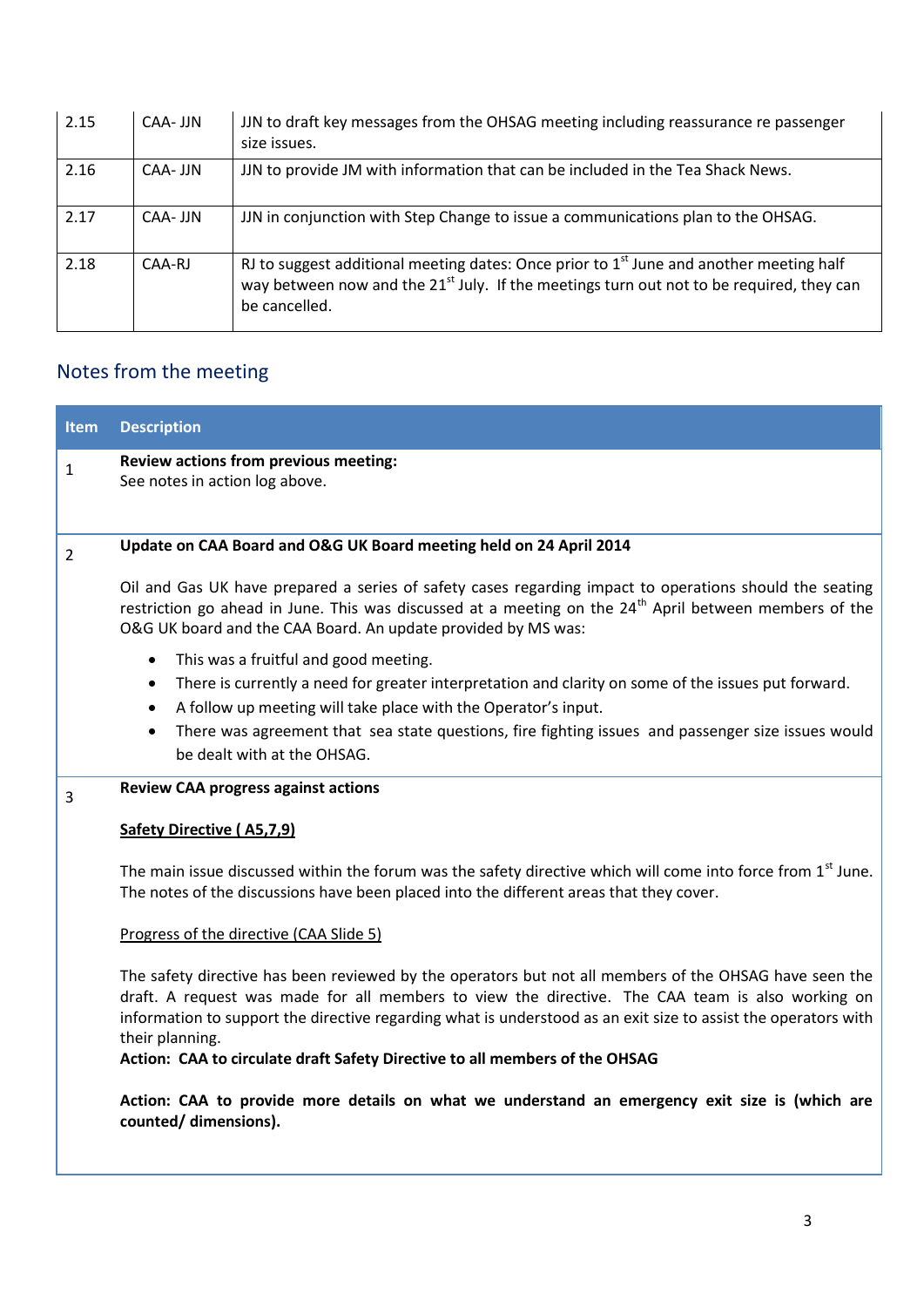| | | |
|---|---|---|
| 2.15 | CAA- JJN | JJN to draft key messages from the OHSAG meeting including reassurance re passenger size issues. |
| 2.16 | CAA- JJN | JJN to provide JM with information that can be included in the Tea Shack News. |
| 2.17 | CAA- JJN | JJN in conjunction with Step Change to issue a communications plan to the OHSAG. |
| 2.18 | CAA-RJ | RJ to suggest additional meeting dates: Once prior to 1st June and another meeting half way between now and the 21st July. If the meetings turn out not to be required, they can be cancelled. |

## Notes from the meeting

| Item | Description |
|---|---|
| 1 | **Review actions from previous meeting:**<br>See notes in action log above. |
| 2 | **Update on CAA Board and O&G UK Board meeting held on 24 April 2014**<br><br>Oil and Gas UK have prepared a series of safety cases regarding impact to operations should the seating restriction go ahead in June. This was discussed at a meeting on the 24th April between members of the O&G UK board and the CAA Board. An update provided by MS was:<br><br>• This was a fruitful and good meeting.<br>• There is currently a need for greater interpretation and clarity on some of the issues put forward.<br>• A follow up meeting will take place with the Operator's input.<br>• There was agreement that sea state questions, fire fighting issues and passenger size issues would be dealt with at the OHSAG. |
| 3 | **Review CAA progress against actions**<br><br>**Safety Directive ( A5,7,9)**<br><br>The main issue discussed within the forum was the safety directive which will come into force from 1st June. The notes of the discussions have been placed into the different areas that they cover.<br><br>Progress of the directive (CAA Slide 5)<br><br>The safety directive has been reviewed by the operators but not all members of the OHSAG have seen the draft. A request was made for all members to view the directive. The CAA team is also working on information to support the directive regarding what is understood as an exit size to assist the operators with their planning.<br>**Action: CAA to circulate draft Safety Directive to all members of the OHSAG**<br><br>**Action: CAA to provide more details on what we understand an emergency exit size is (which are counted/ dimensions).** |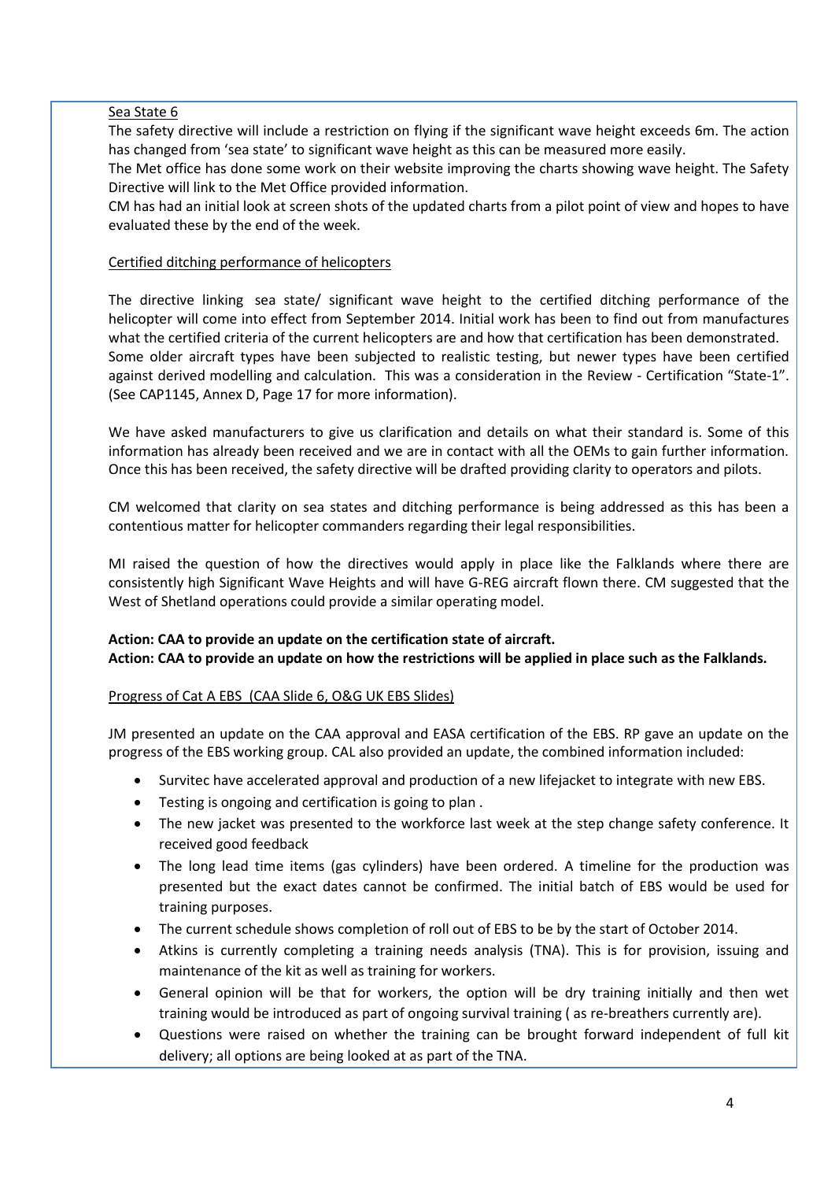Sea State 6

The safety directive will include a restriction on flying if the significant wave height exceeds 6m. The action has changed from 'sea state' to significant wave height as this can be measured more easily.

The Met office has done some work on their website improving the charts showing wave height. The Safety Directive will link to the Met Office provided information.

CM has had an initial look at screen shots of the updated charts from a pilot point of view and hopes to have evaluated these by the end of the week.

Certified ditching performance of helicopters

The directive linking sea state/ significant wave height to the certified ditching performance of the helicopter will come into effect from September 2014. Initial work has been to find out from manufactures what the certified criteria of the current helicopters are and how that certification has been demonstrated. Some older aircraft types have been subjected to realistic testing, but newer types have been certified against derived modelling and calculation. This was a consideration in the Review - Certification "State-1". (See CAP1145, Annex D, Page 17 for more information).

We have asked manufacturers to give us clarification and details on what their standard is. Some of this information has already been received and we are in contact with all the OEMs to gain further information. Once this has been received, the safety directive will be drafted providing clarity to operators and pilots.

CM welcomed that clarity on sea states and ditching performance is being addressed as this has been a contentious matter for helicopter commanders regarding their legal responsibilities.

MI raised the question of how the directives would apply in place like the Falklands where there are consistently high Significant Wave Heights and will have G-REG aircraft flown there. CM suggested that the West of Shetland operations could provide a similar operating model.

**Action: CAA to provide an update on the certification state of aircraft.**
**Action: CAA to provide an update on how the restrictions will be applied in place such as the Falklands.**

Progress of Cat A EBS (CAA Slide 6, O&G UK EBS Slides)

JM presented an update on the CAA approval and EASA certification of the EBS. RP gave an update on the progress of the EBS working group. CAL also provided an update, the combined information included:

- Survitec have accelerated approval and production of a new lifejacket to integrate with new EBS.
- Testing is ongoing and certification is going to plan .
- The new jacket was presented to the workforce last week at the step change safety conference. It received good feedback
- The long lead time items (gas cylinders) have been ordered. A timeline for the production was presented but the exact dates cannot be confirmed. The initial batch of EBS would be used for training purposes.
- The current schedule shows completion of roll out of EBS to be by the start of October 2014.
- Atkins is currently completing a training needs analysis (TNA). This is for provision, issuing and maintenance of the kit as well as training for workers.
- General opinion will be that for workers, the option will be dry training initially and then wet training would be introduced as part of ongoing survival training ( as re-breathers currently are).
- Questions were raised on whether the training can be brought forward independent of full kit delivery; all options are being looked at as part of the TNA.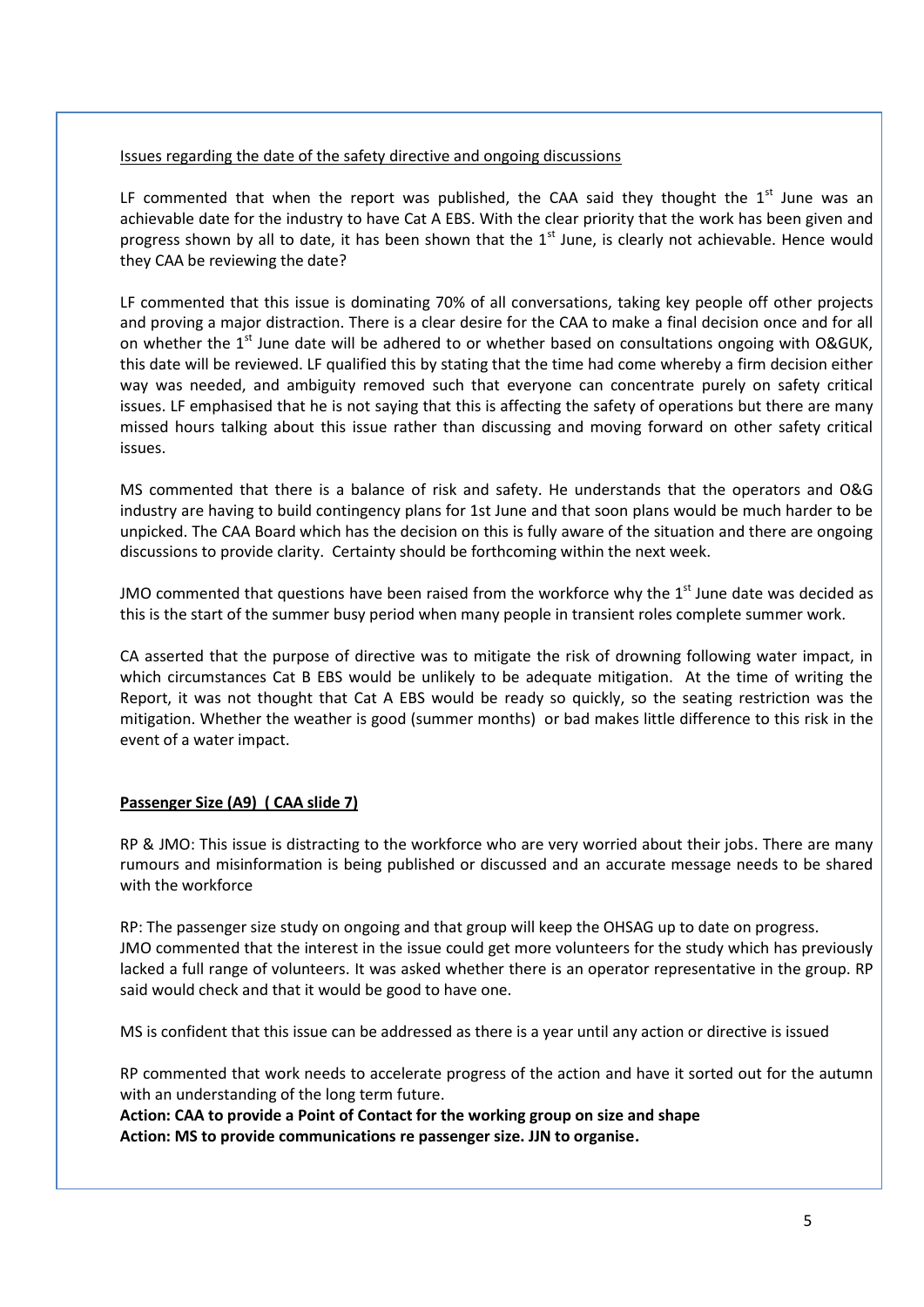Issues regarding the date of the safety directive and ongoing discussions

LF commented that when the report was published, the CAA said they thought the 1st June was an achievable date for the industry to have Cat A EBS. With the clear priority that the work has been given and progress shown by all to date, it has been shown that the 1st June, is clearly not achievable. Hence would they CAA be reviewing the date?

LF commented that this issue is dominating 70% of all conversations, taking key people off other projects and proving a major distraction. There is a clear desire for the CAA to make a final decision once and for all on whether the 1st June date will be adhered to or whether based on consultations ongoing with O&GUK, this date will be reviewed. LF qualified this by stating that the time had come whereby a firm decision either way was needed, and ambiguity removed such that everyone can concentrate purely on safety critical issues. LF emphasised that he is not saying that this is affecting the safety of operations but there are many missed hours talking about this issue rather than discussing and moving forward on other safety critical issues.

MS commented that there is a balance of risk and safety. He understands that the operators and O&G industry are having to build contingency plans for 1st June and that soon plans would be much harder to be unpicked. The CAA Board which has the decision on this is fully aware of the situation and there are ongoing discussions to provide clarity. Certainty should be forthcoming within the next week.

JMO commented that questions have been raised from the workforce why the 1st June date was decided as this is the start of the summer busy period when many people in transient roles complete summer work.

CA asserted that the purpose of directive was to mitigate the risk of drowning following water impact, in which circumstances Cat B EBS would be unlikely to be adequate mitigation. At the time of writing the Report, it was not thought that Cat A EBS would be ready so quickly, so the seating restriction was the mitigation. Whether the weather is good (summer months) or bad makes little difference to this risk in the event of a water impact.

**Passenger Size (A9) ( CAA slide 7)**

RP & JMO: This issue is distracting to the workforce who are very worried about their jobs. There are many rumours and misinformation is being published or discussed and an accurate message needs to be shared with the workforce

RP: The passenger size study on ongoing and that group will keep the OHSAG up to date on progress.
JMO commented that the interest in the issue could get more volunteers for the study which has previously lacked a full range of volunteers. It was asked whether there is an operator representative in the group. RP said would check and that it would be good to have one.

MS is confident that this issue can be addressed as there is a year until any action or directive is issued

RP commented that work needs to accelerate progress of the action and have it sorted out for the autumn with an understanding of the long term future.

**Action: CAA to provide a Point of Contact for the working group on size and shape**
**Action: MS to provide communications re passenger size. JJN to organise.**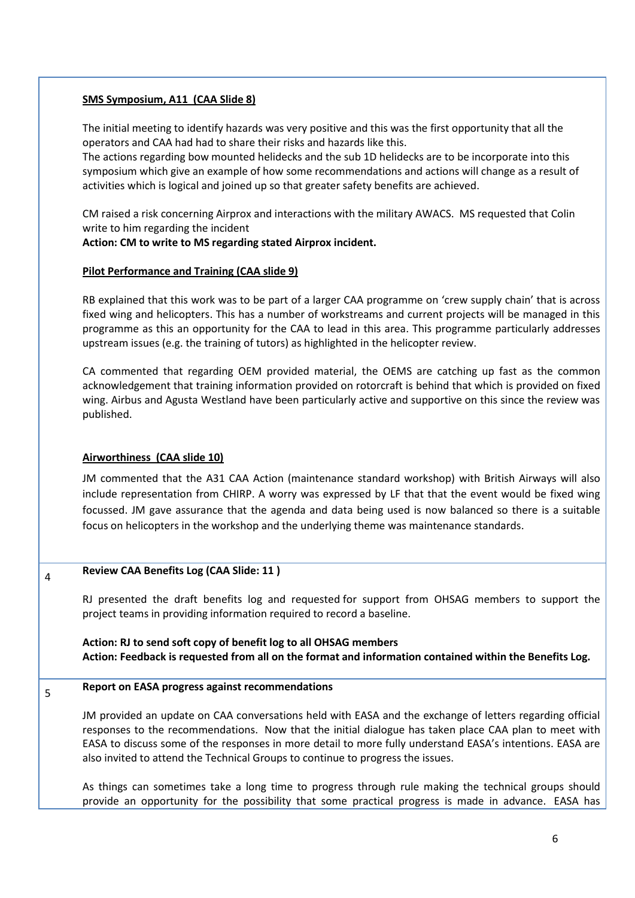**SMS Symposium, A11 (CAA Slide 8)**

The initial meeting to identify hazards was very positive and this was the first opportunity that all the operators and CAA had had to share their risks and hazards like this.
The actions regarding bow mounted helidecks and the sub 1D helidecks are to be incorporate into this symposium which give an example of how some recommendations and actions will change as a result of activities which is logical and joined up so that greater safety benefits are achieved.

CM raised a risk concerning Airprox and interactions with the military AWACS. MS requested that Colin write to him regarding the incident
**Action: CM to write to MS regarding stated Airprox incident.**

**Pilot Performance and Training (CAA slide 9)**

RB explained that this work was to be part of a larger CAA programme on 'crew supply chain' that is across fixed wing and helicopters. This has a number of workstreams and current projects will be managed in this programme as this an opportunity for the CAA to lead in this area. This programme particularly addresses upstream issues (e.g. the training of tutors) as highlighted in the helicopter review.

CA commented that regarding OEM provided material, the OEMS are catching up fast as the common acknowledgement that training information provided on rotorcraft is behind that which is provided on fixed wing. Airbus and Agusta Westland have been particularly active and supportive on this since the review was published.

**Airworthiness (CAA slide 10)**

JM commented that the A31 CAA Action (maintenance standard workshop) with British Airways will also include representation from CHIRP. A worry was expressed by LF that that the event would be fixed wing focussed. JM gave assurance that the agenda and data being used is now balanced so there is a suitable focus on helicopters in the workshop and the underlying theme was maintenance standards.

4 **Review CAA Benefits Log (CAA Slide: 11 )**

RJ presented the draft benefits log and requested for support from OHSAG members to support the project teams in providing information required to record a baseline.

**Action: RJ to send soft copy of benefit log to all OHSAG members**
**Action: Feedback is requested from all on the format and information contained within the Benefits Log.**

5 **Report on EASA progress against recommendations**

JM provided an update on CAA conversations held with EASA and the exchange of letters regarding official responses to the recommendations. Now that the initial dialogue has taken place CAA plan to meet with EASA to discuss some of the responses in more detail to more fully understand EASA's intentions. EASA are also invited to attend the Technical Groups to continue to progress the issues.

As things can sometimes take a long time to progress through rule making the technical groups should provide an opportunity for the possibility that some practical progress is made in advance. EASA has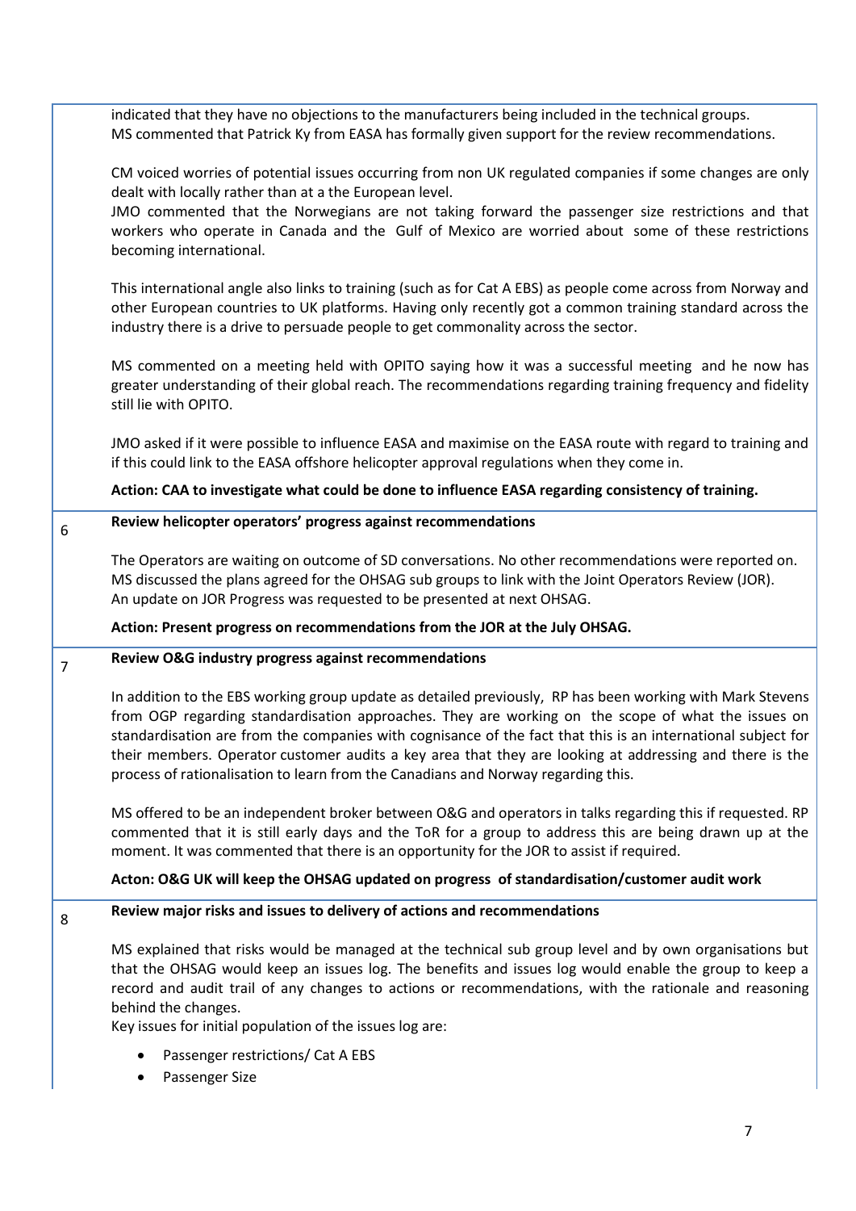| | |
|---|---|
| | indicated that they have no objections to the manufacturers being included in the technical groups. MS commented that Patrick Ky from EASA has formally given support for the review recommendations.<br><br>CM voiced worries of potential issues occurring from non UK regulated companies if some changes are only dealt with locally rather than at a the European level.<br>JMO commented that the Norwegians are not taking forward the passenger size restrictions and that workers who operate in Canada and the Gulf of Mexico are worried about some of these restrictions becoming international.<br><br>This international angle also links to training (such as for Cat A EBS) as people come across from Norway and other European countries to UK platforms. Having only recently got a common training standard across the industry there is a drive to persuade people to get commonality across the sector.<br><br>MS commented on a meeting held with OPITO saying how it was a successful meeting and he now has greater understanding of their global reach. The recommendations regarding training frequency and fidelity still lie with OPITO.<br><br>JMO asked if it were possible to influence EASA and maximise on the EASA route with regard to training and if this could link to the EASA offshore helicopter approval regulations when they come in.<br><br>**Action: CAA to investigate what could be done to influence EASA regarding consistency of training.** |
| 6 | **Review helicopter operators' progress against recommendations**<br><br>The Operators are waiting on outcome of SD conversations. No other recommendations were reported on. MS discussed the plans agreed for the OHSAG sub groups to link with the Joint Operators Review (JOR). An update on JOR Progress was requested to be presented at next OHSAG.<br><br>**Action: Present progress on recommendations from the JOR at the July OHSAG.** |
| 7 | **Review O&G industry progress against recommendations**<br><br>In addition to the EBS working group update as detailed previously, RP has been working with Mark Stevens from OGP regarding standardisation approaches. They are working on the scope of what the issues on standardisation are from the companies with cognisance of the fact that this is an international subject for their members. Operator customer audits a key area that they are looking at addressing and there is the process of rationalisation to learn from the Canadians and Norway regarding this.<br><br>MS offered to be an independent broker between O&G and operators in talks regarding this if requested. RP commented that it is still early days and the ToR for a group to address this are being drawn up at the moment. It was commented that there is an opportunity for the JOR to assist if required.<br><br>**Acton: O&G UK will keep the OHSAG updated on progress of standardisation/customer audit work** |
| 8 | **Review major risks and issues to delivery of actions and recommendations**<br><br>MS explained that risks would be managed at the technical sub group level and by own organisations but that the OHSAG would keep an issues log. The benefits and issues log would enable the group to keep a record and audit trail of any changes to actions or recommendations, with the rationale and reasoning behind the changes.<br>Key issues for initial population of the issues log are:<br><br>• Passenger restrictions/ Cat A EBS<br>• Passenger Size |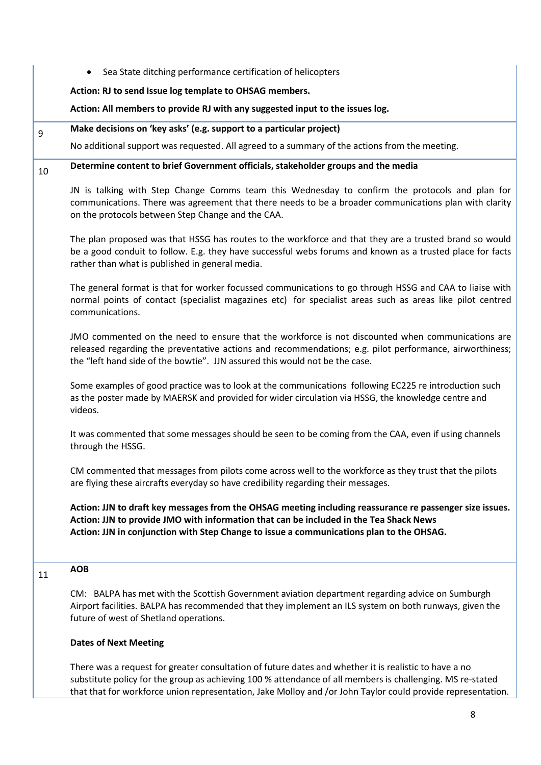- Sea State ditching performance certification of helicopters

**Action: RJ to send Issue log template to OHSAG members.**

**Action: All members to provide RJ with any suggested input to the issues log.**

## 9 Make decisions on 'key asks' (e.g. support to a particular project)

No additional support was requested. All agreed to a summary of the actions from the meeting.

## 10 Determine content to brief Government officials, stakeholder groups and the media

JN is talking with Step Change Comms team this Wednesday to confirm the protocols and plan for communications. There was agreement that there needs to be a broader communications plan with clarity on the protocols between Step Change and the CAA.

The plan proposed was that HSSG has routes to the workforce and that they are a trusted brand so would be a good conduit to follow. E.g. they have successful webs forums and known as a trusted place for facts rather than what is published in general media.

The general format is that for worker focussed communications to go through HSSG and CAA to liaise with normal points of contact (specialist magazines etc) for specialist areas such as areas like pilot centred communications.

JMO commented on the need to ensure that the workforce is not discounted when communications are released regarding the preventative actions and recommendations; e.g. pilot performance, airworthiness; the "left hand side of the bowtie". JJN assured this would not be the case.

Some examples of good practice was to look at the communications following EC225 re introduction such as the poster made by MAERSK and provided for wider circulation via HSSG, the knowledge centre and videos.

It was commented that some messages should be seen to be coming from the CAA, even if using channels through the HSSG.

CM commented that messages from pilots come across well to the workforce as they trust that the pilots are flying these aircrafts everyday so have credibility regarding their messages.

**Action: JJN to draft key messages from the OHSAG meeting including reassurance re passenger size issues.**
**Action: JJN to provide JMO with information that can be included in the Tea Shack News**
**Action: JJN in conjunction with Step Change to issue a communications plan to the OHSAG.**

## 11 AOB

CM: BALPA has met with the Scottish Government aviation department regarding advice on Sumburgh Airport facilities. BALPA has recommended that they implement an ILS system on both runways, given the future of west of Shetland operations.

**Dates of Next Meeting**

There was a request for greater consultation of future dates and whether it is realistic to have a no substitute policy for the group as achieving 100 % attendance of all members is challenging. MS re-stated that that for workforce union representation, Jake Molloy and /or John Taylor could provide representation.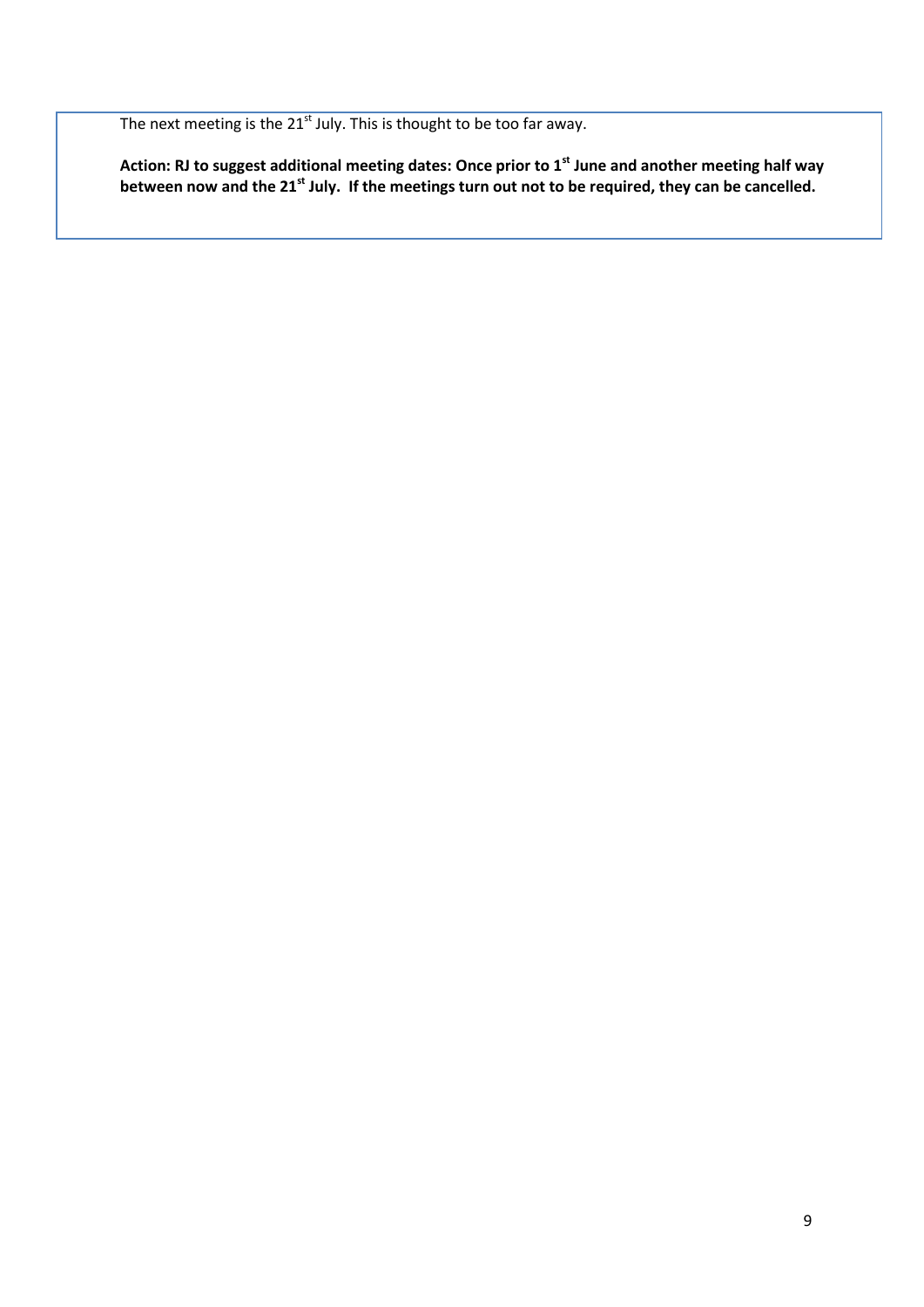The next meeting is the 21st July. This is thought to be too far away.

**Action: RJ to suggest additional meeting dates: Once prior to 1st June and another meeting half way between now and the 21st July. If the meetings turn out not to be required, they can be cancelled.**